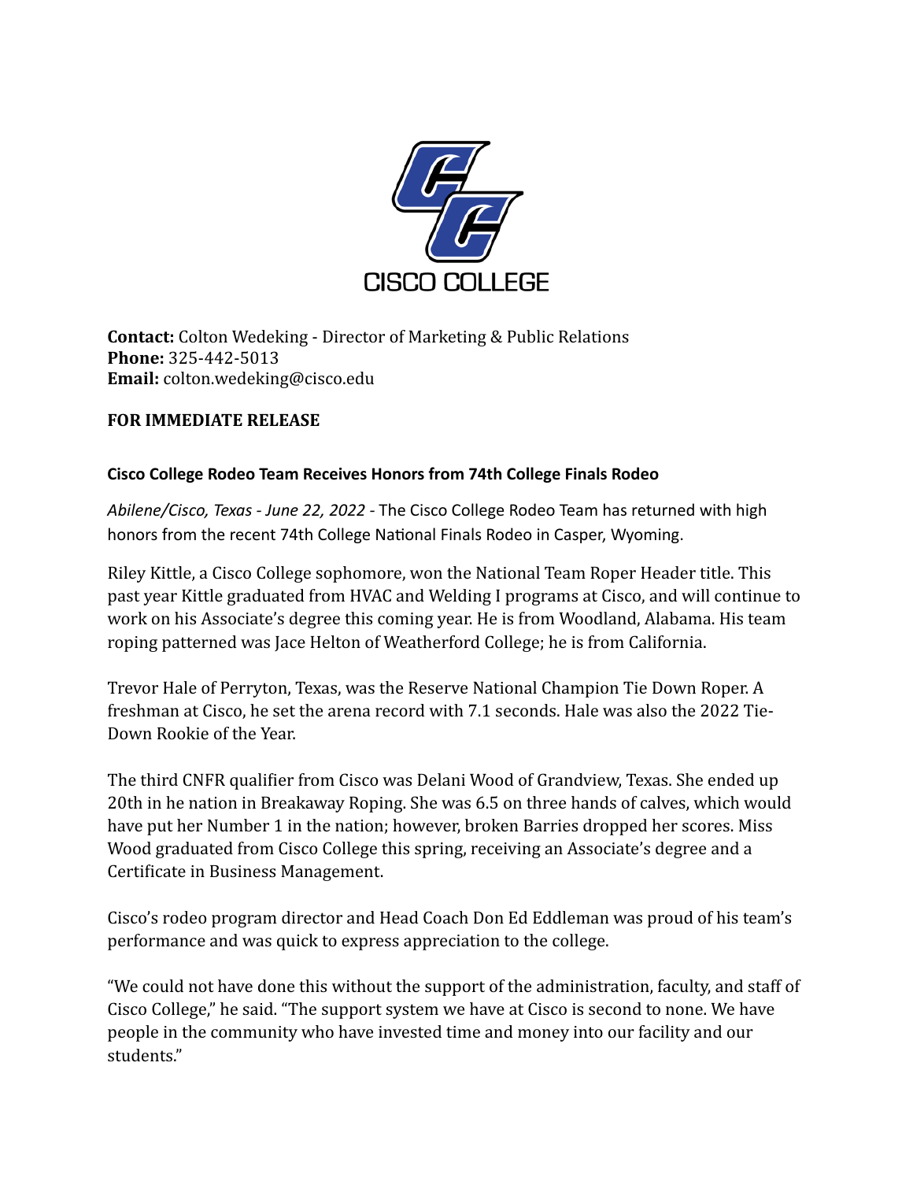CISCO COLLEGE

**Contact:** Colton Wedeking - Director of Marketing & Public Relations
**Phone:** 325-442-5013
**Email:** colton.wedeking@cisco.edu

**FOR IMMEDIATE RELEASE**

**Cisco College Rodeo Team Receives Honors from 74th College Finals Rodeo**

*Abilene/Cisco, Texas - June 22, 2022* - The Cisco College Rodeo Team has returned with high honors from the recent 74th College National Finals Rodeo in Casper, Wyoming.

Riley Kittle, a Cisco College sophomore, won the National Team Roper Header title. This past year Kittle graduated from HVAC and Welding I programs at Cisco, and will continue to work on his Associate's degree this coming year. He is from Woodland, Alabama. His team roping patterned was Jace Helton of Weatherford College; he is from California.

Trevor Hale of Perryton, Texas, was the Reserve National Champion Tie Down Roper. A freshman at Cisco, he set the arena record with 7.1 seconds. Hale was also the 2022 Tie-Down Rookie of the Year.

The third CNFR qualifier from Cisco was Delani Wood of Grandview, Texas. She ended up 20th in he nation in Breakaway Roping. She was 6.5 on three hands of calves, which would have put her Number 1 in the nation; however, broken Barries dropped her scores. Miss Wood graduated from Cisco College this spring, receiving an Associate's degree and a Certificate in Business Management.

Cisco's rodeo program director and Head Coach Don Ed Eddleman was proud of his team's performance and was quick to express appreciation to the college.

"We could not have done this without the support of the administration, faculty, and staff of Cisco College," he said. "The support system we have at Cisco is second to none. We have people in the community who have invested time and money into our facility and our students."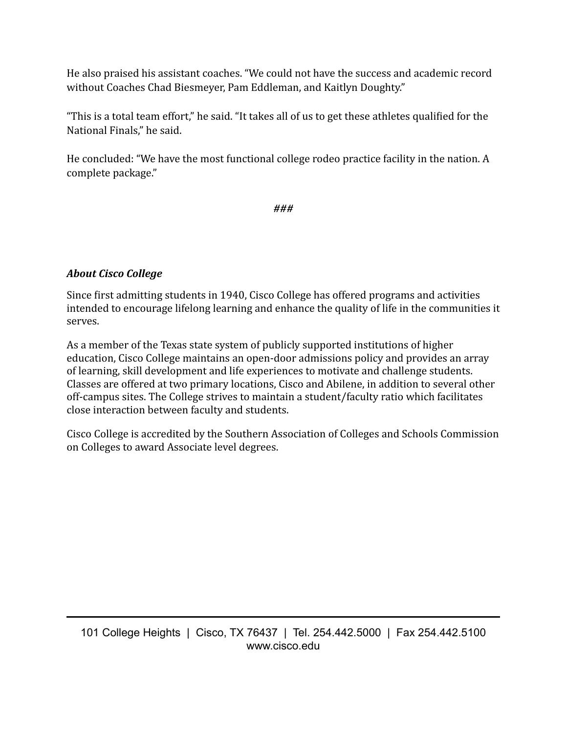He also praised his assistant coaches. “We could not have the success and academic record without Coaches Chad Biesmeyer, Pam Eddleman, and Kaitlyn Doughty.”

“This is a total team effort,” he said. “It takes all of us to get these athletes qualified for the National Finals,” he said.

He concluded: “We have the most functional college rodeo practice facility in the nation. A complete package.”

***###***

***About Cisco College***

Since first admitting students in 1940, Cisco College has offered programs and activities intended to encourage lifelong learning and enhance the quality of life in the communities it serves.

As a member of the Texas state system of publicly supported institutions of higher education, Cisco College maintains an open-door admissions policy and provides an array of learning, skill development and life experiences to motivate and challenge students. Classes are offered at two primary locations, Cisco and Abilene, in addition to several other off-campus sites. The College strives to maintain a student/faculty ratio which facilitates close interaction between faculty and students.

Cisco College is accredited by the Southern Association of Colleges and Schools Commission on Colleges to award Associate level degrees.

101 College Heights | Cisco, TX 76437 | Tel. 254.442.5000 | Fax 254.442.5100
www.cisco.edu